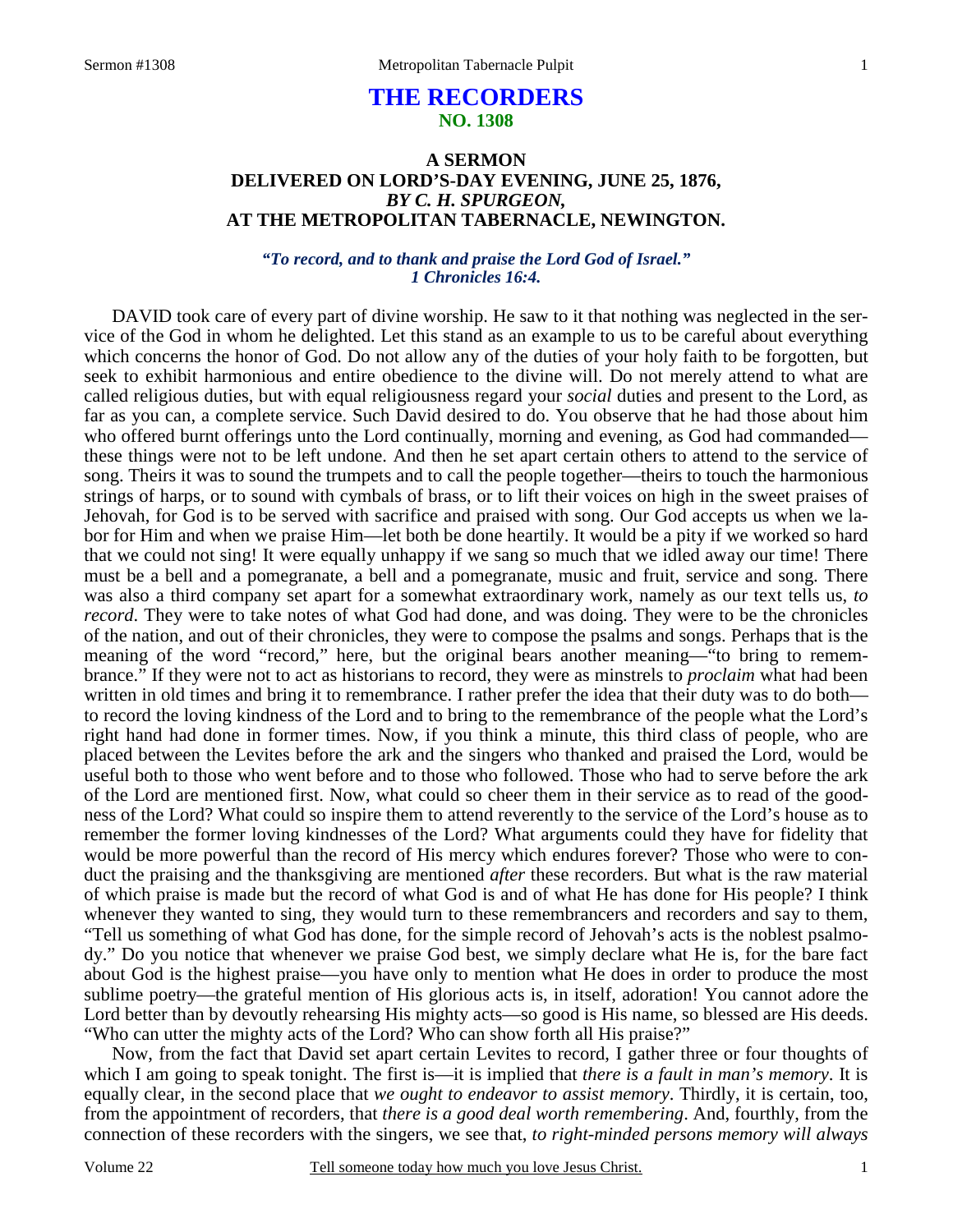# THE RECORDERS
## NO. 1308

### A SERMON
### DELIVERED ON LORD'S-DAY EVENING, JUNE 25, 1876,
### *BY C. H. SPURGEON,*
### AT THE METROPOLITAN TABERNACLE, NEWINGTON.

***"To record, and to thank and praise the Lord God of Israel." 1 Chronicles 16:4.***

DAVID took care of every part of divine worship. He saw to it that nothing was neglected in the service of the God in whom he delighted. Let this stand as an example to us to be careful about everything which concerns the honor of God. Do not allow any of the duties of your holy faith to be forgotten, but seek to exhibit harmonious and entire obedience to the divine will. Do not merely attend to what are called religious duties, but with equal religiousness regard your *social* duties and present to the Lord, as far as you can, a complete service. Such David desired to do. You observe that he had those about him who offered burnt offerings unto the Lord continually, morning and evening, as God had commanded—these things were not to be left undone. And then he set apart certain others to attend to the service of song. Theirs it was to sound the trumpets and to call the people together—theirs to touch the harmonious strings of harps, or to sound with cymbals of brass, or to lift their voices on high in the sweet praises of Jehovah, for God is to be served with sacrifice and praised with song. Our God accepts us when we labor for Him and when we praise Him—let both be done heartily. It would be a pity if we worked so hard that we could not sing! It were equally unhappy if we sang so much that we idled away our time! There must be a bell and a pomegranate, a bell and a pomegranate, music and fruit, service and song. There was also a third company set apart for a somewhat extraordinary work, namely as our text tells us, *to record*. They were to take notes of what God had done, and was doing. They were to be the chronicles of the nation, and out of their chronicles, they were to compose the psalms and songs. Perhaps that is the meaning of the word "record," here, but the original bears another meaning—"to bring to remembrance." If they were not to act as historians to record, they were as minstrels to *proclaim* what had been written in old times and bring it to remembrance. I rather prefer the idea that their duty was to do both—to record the loving kindness of the Lord and to bring to the remembrance of the people what the Lord's right hand had done in former times. Now, if you think a minute, this third class of people, who are placed between the Levites before the ark and the singers who thanked and praised the Lord, would be useful both to those who went before and to those who followed. Those who had to serve before the ark of the Lord are mentioned first. Now, what could so cheer them in their service as to read of the goodness of the Lord? What could so inspire them to attend reverently to the service of the Lord's house as to remember the former loving kindnesses of the Lord? What arguments could they have for fidelity that would be more powerful than the record of His mercy which endures forever? Those who were to conduct the praising and the thanksgiving are mentioned *after* these recorders. But what is the raw material of which praise is made but the record of what God is and of what He has done for His people? I think whenever they wanted to sing, they would turn to these remembrancers and recorders and say to them, "Tell us something of what God has done, for the simple record of Jehovah's acts is the noblest psalmody." Do you notice that whenever we praise God best, we simply declare what He is, for the bare fact about God is the highest praise—you have only to mention what He does in order to produce the most sublime poetry—the grateful mention of His glorious acts is, in itself, adoration! You cannot adore the Lord better than by devoutly rehearsing His mighty acts—so good is His name, so blessed are His deeds. "Who can utter the mighty acts of the Lord? Who can show forth all His praise?"

Now, from the fact that David set apart certain Levites to record, I gather three or four thoughts of which I am going to speak tonight. The first is—it is implied that *there is a fault in man's memory*. It is equally clear, in the second place that *we ought to endeavor to assist memory*. Thirdly, it is certain, too, from the appointment of recorders, that *there is a good deal worth remembering*. And, fourthly, from the connection of these recorders with the singers, we see that, *to right-minded persons memory will always*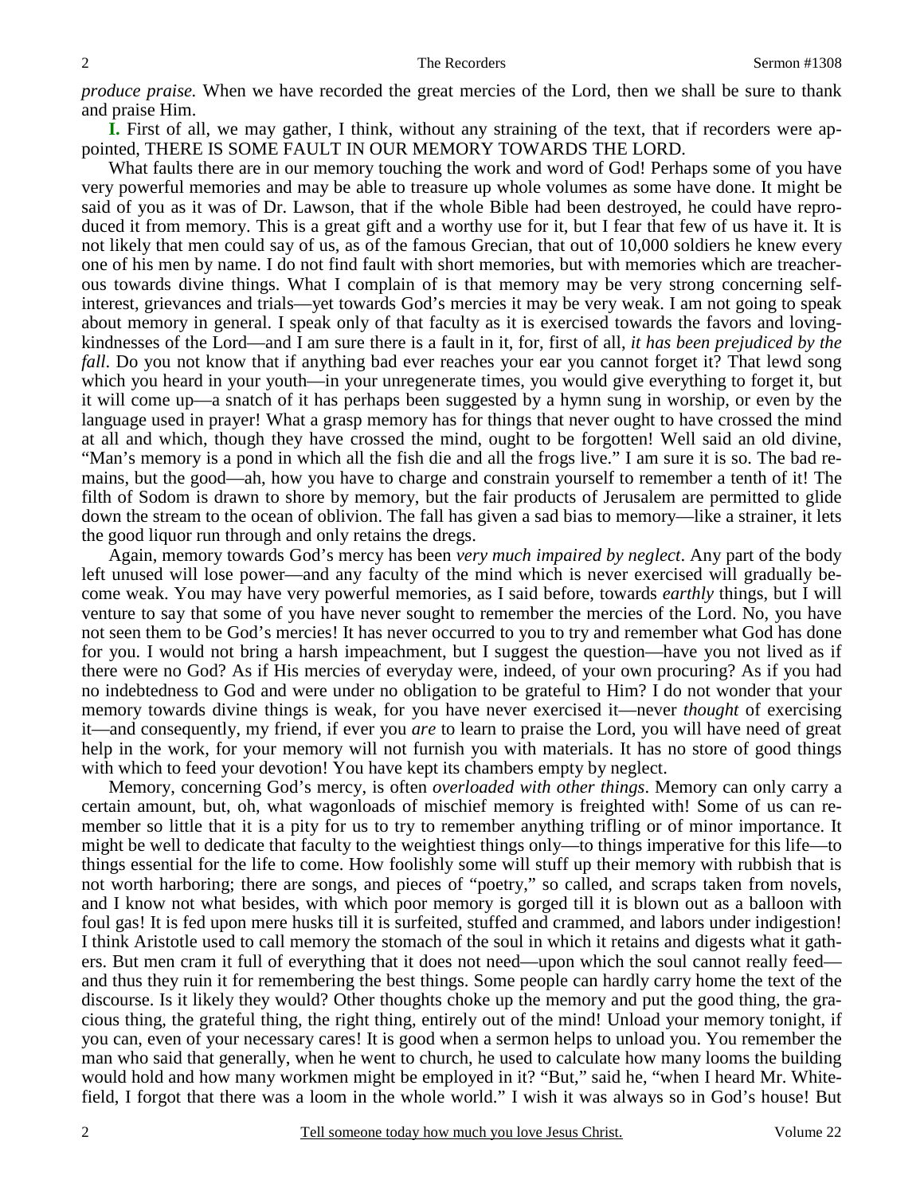*produce praise.* When we have recorded the great mercies of the Lord, then we shall be sure to thank and praise Him.

**I.** First of all, we may gather, I think, without any straining of the text, that if recorders were appointed, THERE IS SOME FAULT IN OUR MEMORY TOWARDS THE LORD.

What faults there are in our memory touching the work and word of God! Perhaps some of you have very powerful memories and may be able to treasure up whole volumes as some have done. It might be said of you as it was of Dr. Lawson, that if the whole Bible had been destroyed, he could have reproduced it from memory. This is a great gift and a worthy use for it, but I fear that few of us have it. It is not likely that men could say of us, as of the famous Grecian, that out of 10,000 soldiers he knew every one of his men by name. I do not find fault with short memories, but with memories which are treacherous towards divine things. What I complain of is that memory may be very strong concerning self-interest, grievances and trials—yet towards God's mercies it may be very weak. I am not going to speak about memory in general. I speak only of that faculty as it is exercised towards the favors and loving-kindnesses of the Lord—and I am sure there is a fault in it, for, first of all, *it has been prejudiced by the fall*. Do you not know that if anything bad ever reaches your ear you cannot forget it? That lewd song which you heard in your youth—in your unregenerate times, you would give everything to forget it, but it will come up—a snatch of it has perhaps been suggested by a hymn sung in worship, or even by the language used in prayer! What a grasp memory has for things that never ought to have crossed the mind at all and which, though they have crossed the mind, ought to be forgotten! Well said an old divine, "Man's memory is a pond in which all the fish die and all the frogs live." I am sure it is so. The bad remains, but the good—ah, how you have to charge and constrain yourself to remember a tenth of it! The filth of Sodom is drawn to shore by memory, but the fair products of Jerusalem are permitted to glide down the stream to the ocean of oblivion. The fall has given a sad bias to memory—like a strainer, it lets the good liquor run through and only retains the dregs.

Again, memory towards God's mercy has been *very much impaired by neglect*. Any part of the body left unused will lose power—and any faculty of the mind which is never exercised will gradually become weak. You may have very powerful memories, as I said before, towards *earthly* things, but I will venture to say that some of you have never sought to remember the mercies of the Lord. No, you have not seen them to be God's mercies! It has never occurred to you to try and remember what God has done for you. I would not bring a harsh impeachment, but I suggest the question—have you not lived as if there were no God? As if His mercies of everyday were, indeed, of your own procuring? As if you had no indebtedness to God and were under no obligation to be grateful to Him? I do not wonder that your memory towards divine things is weak, for you have never exercised it—never *thought* of exercising it—and consequently, my friend, if ever you *are* to learn to praise the Lord, you will have need of great help in the work, for your memory will not furnish you with materials. It has no store of good things with which to feed your devotion! You have kept its chambers empty by neglect.

Memory, concerning God's mercy, is often *overloaded with other things*. Memory can only carry a certain amount, but, oh, what wagonloads of mischief memory is freighted with! Some of us can remember so little that it is a pity for us to try to remember anything trifling or of minor importance. It might be well to dedicate that faculty to the weightiest things only—to things imperative for this life—to things essential for the life to come. How foolishly some will stuff up their memory with rubbish that is not worth harboring; there are songs, and pieces of "poetry," so called, and scraps taken from novels, and I know not what besides, with which poor memory is gorged till it is blown out as a balloon with foul gas! It is fed upon mere husks till it is surfeited, stuffed and crammed, and labors under indigestion! I think Aristotle used to call memory the stomach of the soul in which it retains and digests what it gathers. But men cram it full of everything that it does not need—upon which the soul cannot really feed—and thus they ruin it for remembering the best things. Some people can hardly carry home the text of the discourse. Is it likely they would? Other thoughts choke up the memory and put the good thing, the gracious thing, the grateful thing, the right thing, entirely out of the mind! Unload your memory tonight, if you can, even of your necessary cares! It is good when a sermon helps to unload you. You remember the man who said that generally, when he went to church, he used to calculate how many looms the building would hold and how many workmen might be employed in it? "But," said he, "when I heard Mr. Whitefield, I forgot that there was a loom in the whole world." I wish it was always so in God's house! But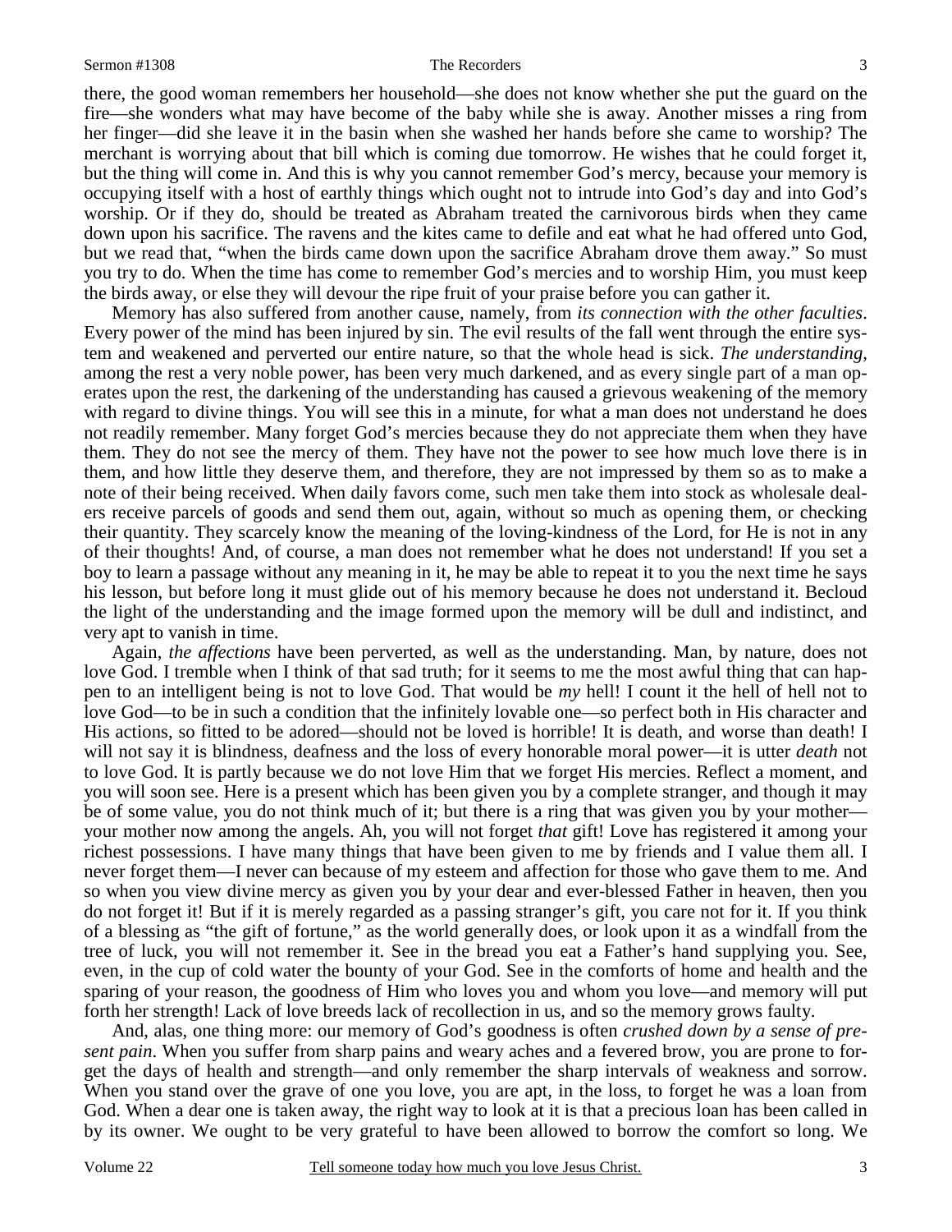there, the good woman remembers her household—she does not know whether she put the guard on the fire—she wonders what may have become of the baby while she is away. Another misses a ring from her finger—did she leave it in the basin when she washed her hands before she came to worship? The merchant is worrying about that bill which is coming due tomorrow. He wishes that he could forget it, but the thing will come in. And this is why you cannot remember God's mercy, because your memory is occupying itself with a host of earthly things which ought not to intrude into God's day and into God's worship. Or if they do, should be treated as Abraham treated the carnivorous birds when they came down upon his sacrifice. The ravens and the kites came to defile and eat what he had offered unto God, but we read that, "when the birds came down upon the sacrifice Abraham drove them away." So must you try to do. When the time has come to remember God's mercies and to worship Him, you must keep the birds away, or else they will devour the ripe fruit of your praise before you can gather it.

Memory has also suffered from another cause, namely, from *its connection with the other faculties*. Every power of the mind has been injured by sin. The evil results of the fall went through the entire system and weakened and perverted our entire nature, so that the whole head is sick. *The understanding,* among the rest a very noble power, has been very much darkened, and as every single part of a man operates upon the rest, the darkening of the understanding has caused a grievous weakening of the memory with regard to divine things. You will see this in a minute, for what a man does not understand he does not readily remember. Many forget God's mercies because they do not appreciate them when they have them. They do not see the mercy of them. They have not the power to see how much love there is in them, and how little they deserve them, and therefore, they are not impressed by them so as to make a note of their being received. When daily favors come, such men take them into stock as wholesale dealers receive parcels of goods and send them out, again, without so much as opening them, or checking their quantity. They scarcely know the meaning of the loving-kindness of the Lord, for He is not in any of their thoughts! And, of course, a man does not remember what he does not understand! If you set a boy to learn a passage without any meaning in it, he may be able to repeat it to you the next time he says his lesson, but before long it must glide out of his memory because he does not understand it. Becloud the light of the understanding and the image formed upon the memory will be dull and indistinct, and very apt to vanish in time.

Again, *the affections* have been perverted, as well as the understanding. Man, by nature, does not love God. I tremble when I think of that sad truth; for it seems to me the most awful thing that can happen to an intelligent being is not to love God. That would be *my* hell! I count it the hell of hell not to love God—to be in such a condition that the infinitely lovable one—so perfect both in His character and His actions, so fitted to be adored—should not be loved is horrible! It is death, and worse than death! I will not say it is blindness, deafness and the loss of every honorable moral power—it is utter *death* not to love God. It is partly because we do not love Him that we forget His mercies. Reflect a moment, and you will soon see. Here is a present which has been given you by a complete stranger, and though it may be of some value, you do not think much of it; but there is a ring that was given you by your mother—your mother now among the angels. Ah, you will not forget *that* gift! Love has registered it among your richest possessions. I have many things that have been given to me by friends and I value them all. I never forget them—I never can because of my esteem and affection for those who gave them to me. And so when you view divine mercy as given you by your dear and ever-blessed Father in heaven, then you do not forget it! But if it is merely regarded as a passing stranger's gift, you care not for it. If you think of a blessing as "the gift of fortune," as the world generally does, or look upon it as a windfall from the tree of luck, you will not remember it. See in the bread you eat a Father's hand supplying you. See, even, in the cup of cold water the bounty of your God. See in the comforts of home and health and the sparing of your reason, the goodness of Him who loves you and whom you love—and memory will put forth her strength! Lack of love breeds lack of recollection in us, and so the memory grows faulty.

And, alas, one thing more: our memory of God's goodness is often *crushed down by a sense of present pain*. When you suffer from sharp pains and weary aches and a fevered brow, you are prone to forget the days of health and strength—and only remember the sharp intervals of weakness and sorrow. When you stand over the grave of one you love, you are apt, in the loss, to forget he was a loan from God. When a dear one is taken away, the right way to look at it is that a precious loan has been called in by its owner. We ought to be very grateful to have been allowed to borrow the comfort so long. We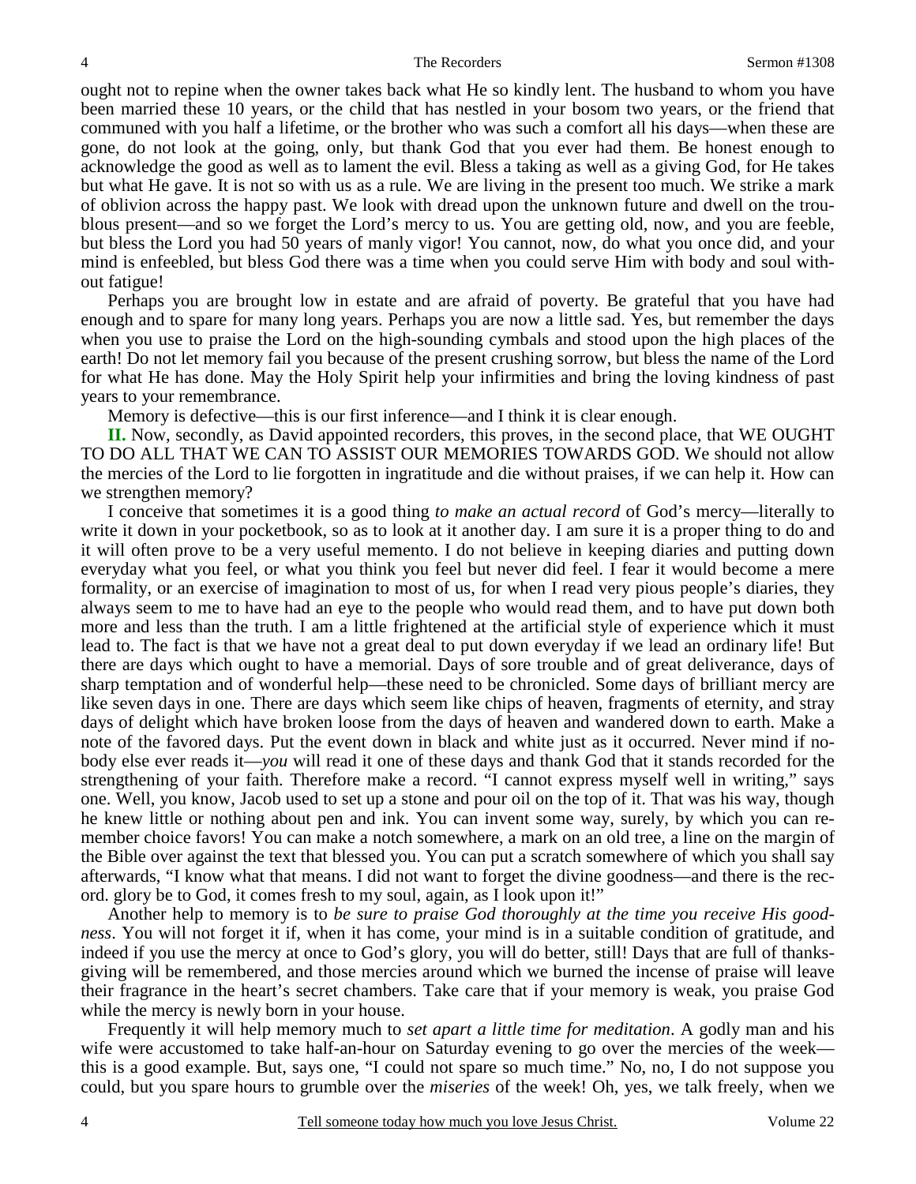ought not to repine when the owner takes back what He so kindly lent. The husband to whom you have been married these 10 years, or the child that has nestled in your bosom two years, or the friend that communed with you half a lifetime, or the brother who was such a comfort all his days—when these are gone, do not look at the going, only, but thank God that you ever had them. Be honest enough to acknowledge the good as well as to lament the evil. Bless a taking as well as a giving God, for He takes but what He gave. It is not so with us as a rule. We are living in the present too much. We strike a mark of oblivion across the happy past. We look with dread upon the unknown future and dwell on the troublous present—and so we forget the Lord's mercy to us. You are getting old, now, and you are feeble, but bless the Lord you had 50 years of manly vigor! You cannot, now, do what you once did, and your mind is enfeebled, but bless God there was a time when you could serve Him with body and soul without fatigue!

Perhaps you are brought low in estate and are afraid of poverty. Be grateful that you have had enough and to spare for many long years. Perhaps you are now a little sad. Yes, but remember the days when you use to praise the Lord on the high-sounding cymbals and stood upon the high places of the earth! Do not let memory fail you because of the present crushing sorrow, but bless the name of the Lord for what He has done. May the Holy Spirit help your infirmities and bring the loving kindness of past years to your remembrance.

Memory is defective—this is our first inference—and I think it is clear enough.

**II.** Now, secondly, as David appointed recorders, this proves, in the second place, that WE OUGHT TO DO ALL THAT WE CAN TO ASSIST OUR MEMORIES TOWARDS GOD. We should not allow the mercies of the Lord to lie forgotten in ingratitude and die without praises, if we can help it. How can we strengthen memory?

I conceive that sometimes it is a good thing *to make an actual record* of God's mercy—literally to write it down in your pocketbook, so as to look at it another day. I am sure it is a proper thing to do and it will often prove to be a very useful memento. I do not believe in keeping diaries and putting down everyday what you feel, or what you think you feel but never did feel. I fear it would become a mere formality, or an exercise of imagination to most of us, for when I read very pious people's diaries, they always seem to me to have had an eye to the people who would read them, and to have put down both more and less than the truth. I am a little frightened at the artificial style of experience which it must lead to. The fact is that we have not a great deal to put down everyday if we lead an ordinary life! But there are days which ought to have a memorial. Days of sore trouble and of great deliverance, days of sharp temptation and of wonderful help—these need to be chronicled. Some days of brilliant mercy are like seven days in one. There are days which seem like chips of heaven, fragments of eternity, and stray days of delight which have broken loose from the days of heaven and wandered down to earth. Make a note of the favored days. Put the event down in black and white just as it occurred. Never mind if nobody else ever reads it—*you* will read it one of these days and thank God that it stands recorded for the strengthening of your faith. Therefore make a record. "I cannot express myself well in writing," says one. Well, you know, Jacob used to set up a stone and pour oil on the top of it. That was his way, though he knew little or nothing about pen and ink. You can invent some way, surely, by which you can remember choice favors! You can make a notch somewhere, a mark on an old tree, a line on the margin of the Bible over against the text that blessed you. You can put a scratch somewhere of which you shall say afterwards, "I know what that means. I did not want to forget the divine goodness—and there is the record. glory be to God, it comes fresh to my soul, again, as I look upon it!"

Another help to memory is to *be sure to praise God thoroughly at the time you receive His goodness*. You will not forget it if, when it has come, your mind is in a suitable condition of gratitude, and indeed if you use the mercy at once to God's glory, you will do better, still! Days that are full of thanksgiving will be remembered, and those mercies around which we burned the incense of praise will leave their fragrance in the heart's secret chambers. Take care that if your memory is weak, you praise God while the mercy is newly born in your house.

Frequently it will help memory much to *set apart a little time for meditation*. A godly man and his wife were accustomed to take half-an-hour on Saturday evening to go over the mercies of the week—this is a good example. But, says one, "I could not spare so much time." No, no, I do not suppose you could, but you spare hours to grumble over the *miseries* of the week! Oh, yes, we talk freely, when we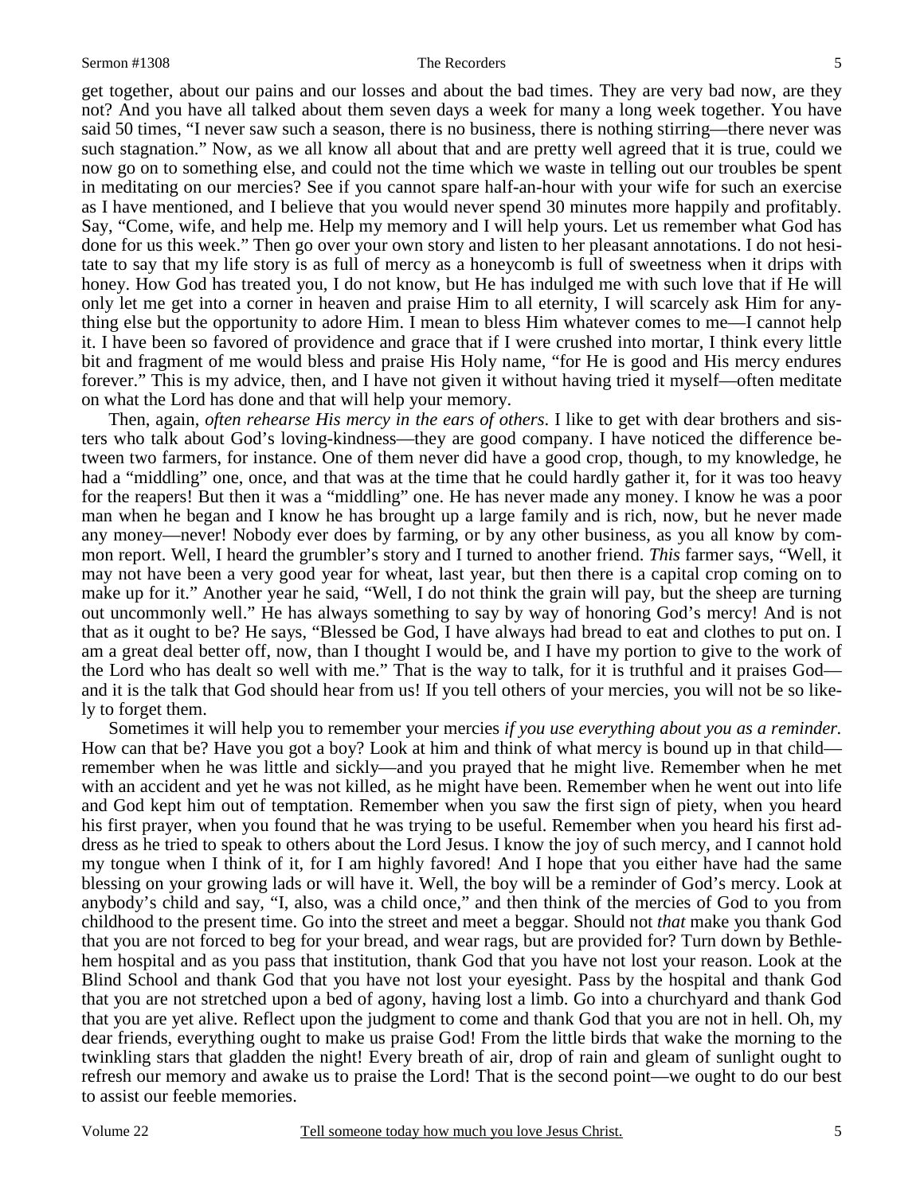get together, about our pains and our losses and about the bad times. They are very bad now, are they not? And you have all talked about them seven days a week for many a long week together. You have said 50 times, "I never saw such a season, there is no business, there is nothing stirring—there never was such stagnation." Now, as we all know all about that and are pretty well agreed that it is true, could we now go on to something else, and could not the time which we waste in telling out our troubles be spent in meditating on our mercies? See if you cannot spare half-an-hour with your wife for such an exercise as I have mentioned, and I believe that you would never spend 30 minutes more happily and profitably. Say, "Come, wife, and help me. Help my memory and I will help yours. Let us remember what God has done for us this week." Then go over your own story and listen to her pleasant annotations. I do not hesitate to say that my life story is as full of mercy as a honeycomb is full of sweetness when it drips with honey. How God has treated you, I do not know, but He has indulged me with such love that if He will only let me get into a corner in heaven and praise Him to all eternity, I will scarcely ask Him for anything else but the opportunity to adore Him. I mean to bless Him whatever comes to me—I cannot help it. I have been so favored of providence and grace that if I were crushed into mortar, I think every little bit and fragment of me would bless and praise His Holy name, "for He is good and His mercy endures forever." This is my advice, then, and I have not given it without having tried it myself—often meditate on what the Lord has done and that will help your memory.

Then, again, *often rehearse His mercy in the ears of others*. I like to get with dear brothers and sisters who talk about God's loving-kindness—they are good company. I have noticed the difference between two farmers, for instance. One of them never did have a good crop, though, to my knowledge, he had a "middling" one, once, and that was at the time that he could hardly gather it, for it was too heavy for the reapers! But then it was a "middling" one. He has never made any money. I know he was a poor man when he began and I know he has brought up a large family and is rich, now, but he never made any money—never! Nobody ever does by farming, or by any other business, as you all know by common report. Well, I heard the grumbler's story and I turned to another friend. *This* farmer says, "Well, it may not have been a very good year for wheat, last year, but then there is a capital crop coming on to make up for it." Another year he said, "Well, I do not think the grain will pay, but the sheep are turning out uncommonly well." He has always something to say by way of honoring God's mercy! And is not that as it ought to be? He says, "Blessed be God, I have always had bread to eat and clothes to put on. I am a great deal better off, now, than I thought I would be, and I have my portion to give to the work of the Lord who has dealt so well with me." That is the way to talk, for it is truthful and it praises God—and it is the talk that God should hear from us! If you tell others of your mercies, you will not be so likely to forget them.

Sometimes it will help you to remember your mercies *if you use everything about you as a reminder.* How can that be? Have you got a boy? Look at him and think of what mercy is bound up in that child—remember when he was little and sickly—and you prayed that he might live. Remember when he met with an accident and yet he was not killed, as he might have been. Remember when he went out into life and God kept him out of temptation. Remember when you saw the first sign of piety, when you heard his first prayer, when you found that he was trying to be useful. Remember when you heard his first address as he tried to speak to others about the Lord Jesus. I know the joy of such mercy, and I cannot hold my tongue when I think of it, for I am highly favored! And I hope that you either have had the same blessing on your growing lads or will have it. Well, the boy will be a reminder of God's mercy. Look at anybody's child and say, "I, also, was a child once," and then think of the mercies of God to you from childhood to the present time. Go into the street and meet a beggar. Should not *that* make you thank God that you are not forced to beg for your bread, and wear rags, but are provided for? Turn down by Bethlehem hospital and as you pass that institution, thank God that you have not lost your reason. Look at the Blind School and thank God that you have not lost your eyesight. Pass by the hospital and thank God that you are not stretched upon a bed of agony, having lost a limb. Go into a churchyard and thank God that you are yet alive. Reflect upon the judgment to come and thank God that you are not in hell. Oh, my dear friends, everything ought to make us praise God! From the little birds that wake the morning to the twinkling stars that gladden the night! Every breath of air, drop of rain and gleam of sunlight ought to refresh our memory and awake us to praise the Lord! That is the second point—we ought to do our best to assist our feeble memories.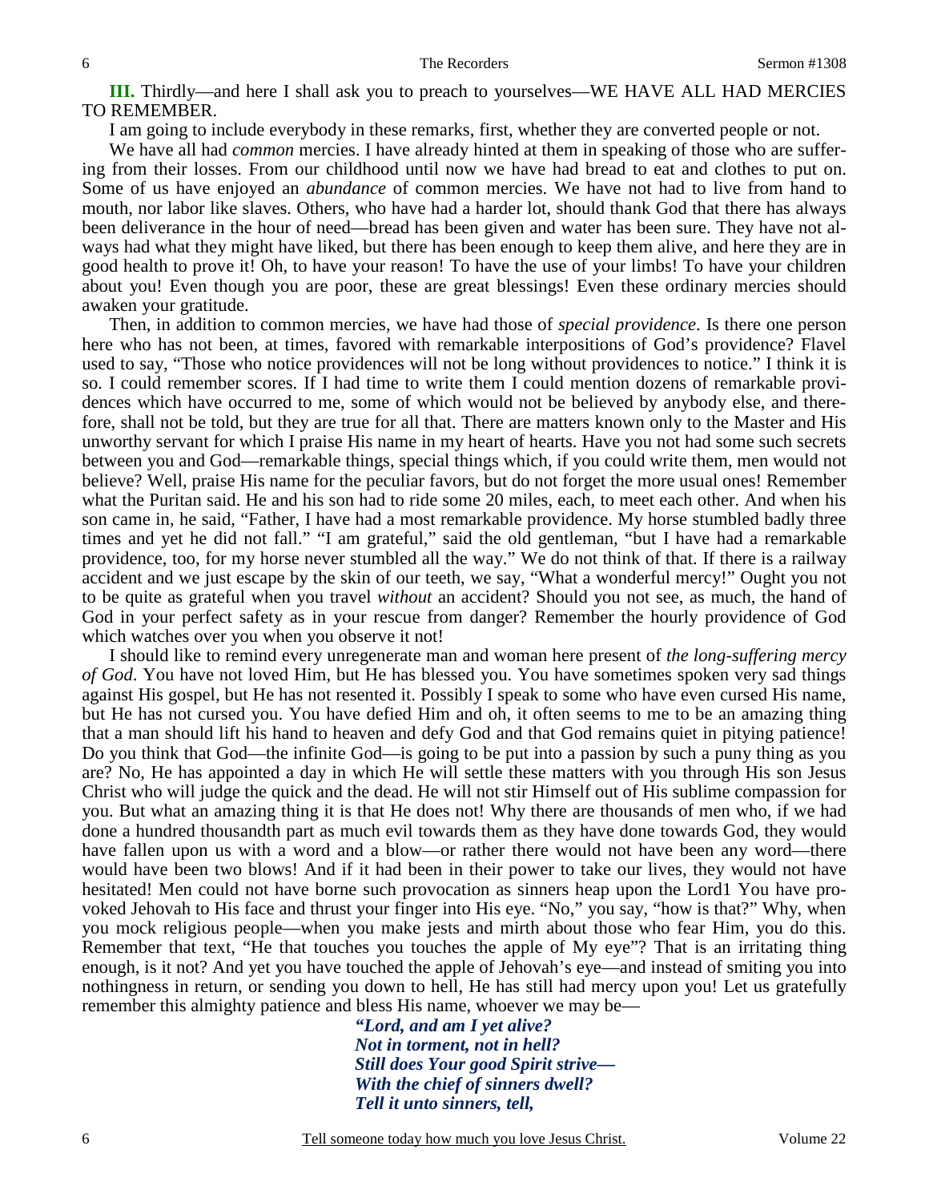**III.** Thirdly—and here I shall ask you to preach to yourselves—WE HAVE ALL HAD MERCIES TO REMEMBER.

I am going to include everybody in these remarks, first, whether they are converted people or not.

We have all had *common* mercies. I have already hinted at them in speaking of those who are suffering from their losses. From our childhood until now we have had bread to eat and clothes to put on. Some of us have enjoyed an *abundance* of common mercies. We have not had to live from hand to mouth, nor labor like slaves. Others, who have had a harder lot, should thank God that there has always been deliverance in the hour of need—bread has been given and water has been sure. They have not always had what they might have liked, but there has been enough to keep them alive, and here they are in good health to prove it! Oh, to have your reason! To have the use of your limbs! To have your children about you! Even though you are poor, these are great blessings! Even these ordinary mercies should awaken your gratitude.

Then, in addition to common mercies, we have had those of *special providence*. Is there one person here who has not been, at times, favored with remarkable interpositions of God's providence? Flavel used to say, "Those who notice providences will not be long without providences to notice." I think it is so. I could remember scores. If I had time to write them I could mention dozens of remarkable providences which have occurred to me, some of which would not be believed by anybody else, and therefore, shall not be told, but they are true for all that. There are matters known only to the Master and His unworthy servant for which I praise His name in my heart of hearts. Have you not had some such secrets between you and God—remarkable things, special things which, if you could write them, men would not believe? Well, praise His name for the peculiar favors, but do not forget the more usual ones! Remember what the Puritan said. He and his son had to ride some 20 miles, each, to meet each other. And when his son came in, he said, "Father, I have had a most remarkable providence. My horse stumbled badly three times and yet he did not fall." "I am grateful," said the old gentleman, "but I have had a remarkable providence, too, for my horse never stumbled all the way." We do not think of that. If there is a railway accident and we just escape by the skin of our teeth, we say, "What a wonderful mercy!" Ought you not to be quite as grateful when you travel *without* an accident? Should you not see, as much, the hand of God in your perfect safety as in your rescue from danger? Remember the hourly providence of God which watches over you when you observe it not!

I should like to remind every unregenerate man and woman here present of *the long-suffering mercy of God*. You have not loved Him, but He has blessed you. You have sometimes spoken very sad things against His gospel, but He has not resented it. Possibly I speak to some who have even cursed His name, but He has not cursed you. You have defied Him and oh, it often seems to me to be an amazing thing that a man should lift his hand to heaven and defy God and that God remains quiet in pitying patience! Do you think that God—the infinite God—is going to be put into a passion by such a puny thing as you are? No, He has appointed a day in which He will settle these matters with you through His son Jesus Christ who will judge the quick and the dead. He will not stir Himself out of His sublime compassion for you. But what an amazing thing it is that He does not! Why there are thousands of men who, if we had done a hundred thousandth part as much evil towards them as they have done towards God, they would have fallen upon us with a word and a blow—or rather there would not have been any word—there would have been two blows! And if it had been in their power to take our lives, they would not have hesitated! Men could not have borne such provocation as sinners heap upon the Lord1 You have provoked Jehovah to His face and thrust your finger into His eye. "No," you say, "how is that?" Why, when you mock religious people—when you make jests and mirth about those who fear Him, you do this. Remember that text, "He that touches you touches the apple of My eye"? That is an irritating thing enough, is it not? And yet you have touched the apple of Jehovah's eye—and instead of smiting you into nothingness in return, or sending you down to hell, He has still had mercy upon you! Let us gratefully remember this almighty patience and bless His name, whoever we may be—

> ***"Lord, and am I yet alive?***
> ***Not in torment, not in hell?***
> ***Still does Your good Spirit strive—***
> ***With the chief of sinners dwell?***
> ***Tell it unto sinners, tell,***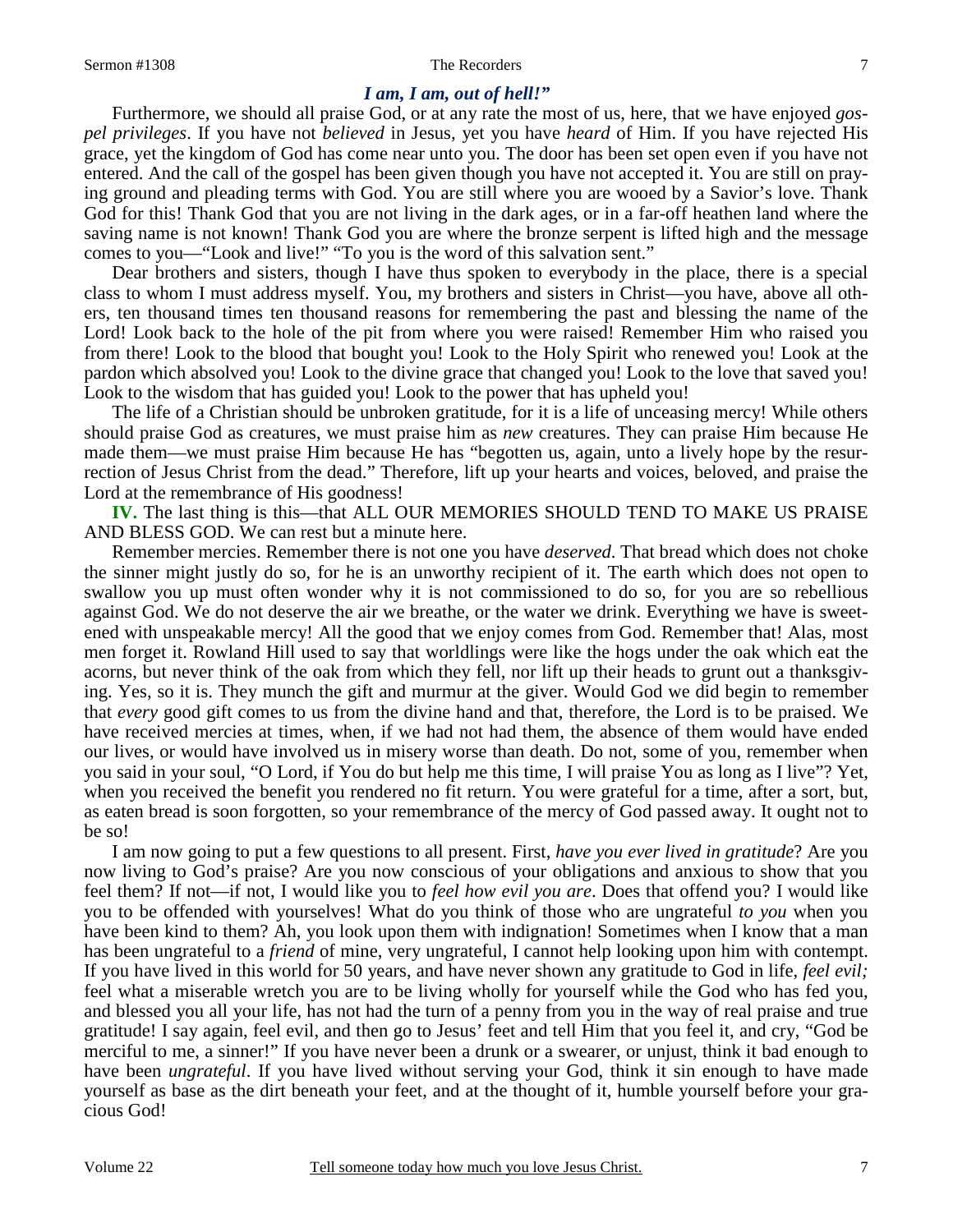*I am, I am, out of hell!"*

Furthermore, we should all praise God, or at any rate the most of us, here, that we have enjoyed *gospel privileges*. If you have not *believed* in Jesus, yet you have *heard* of Him. If you have rejected His grace, yet the kingdom of God has come near unto you. The door has been set open even if you have not entered. And the call of the gospel has been given though you have not accepted it. You are still on praying ground and pleading terms with God. You are still where you are wooed by a Savior's love. Thank God for this! Thank God that you are not living in the dark ages, or in a far-off heathen land where the saving name is not known! Thank God you are where the bronze serpent is lifted high and the message comes to you—"Look and live!" "To you is the word of this salvation sent."

Dear brothers and sisters, though I have thus spoken to everybody in the place, there is a special class to whom I must address myself. You, my brothers and sisters in Christ—you have, above all others, ten thousand times ten thousand reasons for remembering the past and blessing the name of the Lord! Look back to the hole of the pit from where you were raised! Remember Him who raised you from there! Look to the blood that bought you! Look to the Holy Spirit who renewed you! Look at the pardon which absolved you! Look to the divine grace that changed you! Look to the love that saved you! Look to the wisdom that has guided you! Look to the power that has upheld you!

The life of a Christian should be unbroken gratitude, for it is a life of unceasing mercy! While others should praise God as creatures, we must praise him as *new* creatures. They can praise Him because He made them—we must praise Him because He has "begotten us, again, unto a lively hope by the resurrection of Jesus Christ from the dead." Therefore, lift up your hearts and voices, beloved, and praise the Lord at the remembrance of His goodness!

**IV.** The last thing is this—that ALL OUR MEMORIES SHOULD TEND TO MAKE US PRAISE AND BLESS GOD. We can rest but a minute here.

Remember mercies. Remember there is not one you have *deserved*. That bread which does not choke the sinner might justly do so, for he is an unworthy recipient of it. The earth which does not open to swallow you up must often wonder why it is not commissioned to do so, for you are so rebellious against God. We do not deserve the air we breathe, or the water we drink. Everything we have is sweetened with unspeakable mercy! All the good that we enjoy comes from God. Remember that! Alas, most men forget it. Rowland Hill used to say that worldlings were like the hogs under the oak which eat the acorns, but never think of the oak from which they fell, nor lift up their heads to grunt out a thanksgiving. Yes, so it is. They munch the gift and murmur at the giver. Would God we did begin to remember that *every* good gift comes to us from the divine hand and that, therefore, the Lord is to be praised. We have received mercies at times, when, if we had not had them, the absence of them would have ended our lives, or would have involved us in misery worse than death. Do not, some of you, remember when you said in your soul, "O Lord, if You do but help me this time, I will praise You as long as I live"? Yet, when you received the benefit you rendered no fit return. You were grateful for a time, after a sort, but, as eaten bread is soon forgotten, so your remembrance of the mercy of God passed away. It ought not to be so!

I am now going to put a few questions to all present. First, *have you ever lived in gratitude*? Are you now living to God's praise? Are you now conscious of your obligations and anxious to show that you feel them? If not—if not, I would like you to *feel how evil you are*. Does that offend you? I would like you to be offended with yourselves! What do you think of those who are ungrateful *to you* when you have been kind to them? Ah, you look upon them with indignation! Sometimes when I know that a man has been ungrateful to a *friend* of mine, very ungrateful, I cannot help looking upon him with contempt. If you have lived in this world for 50 years, and have never shown any gratitude to God in life, *feel evil;* feel what a miserable wretch you are to be living wholly for yourself while the God who has fed you, and blessed you all your life, has not had the turn of a penny from you in the way of real praise and true gratitude! I say again, feel evil, and then go to Jesus' feet and tell Him that you feel it, and cry, "God be merciful to me, a sinner!" If you have never been a drunk or a swearer, or unjust, think it bad enough to have been *ungrateful*. If you have lived without serving your God, think it sin enough to have made yourself as base as the dirt beneath your feet, and at the thought of it, humble yourself before your gracious God!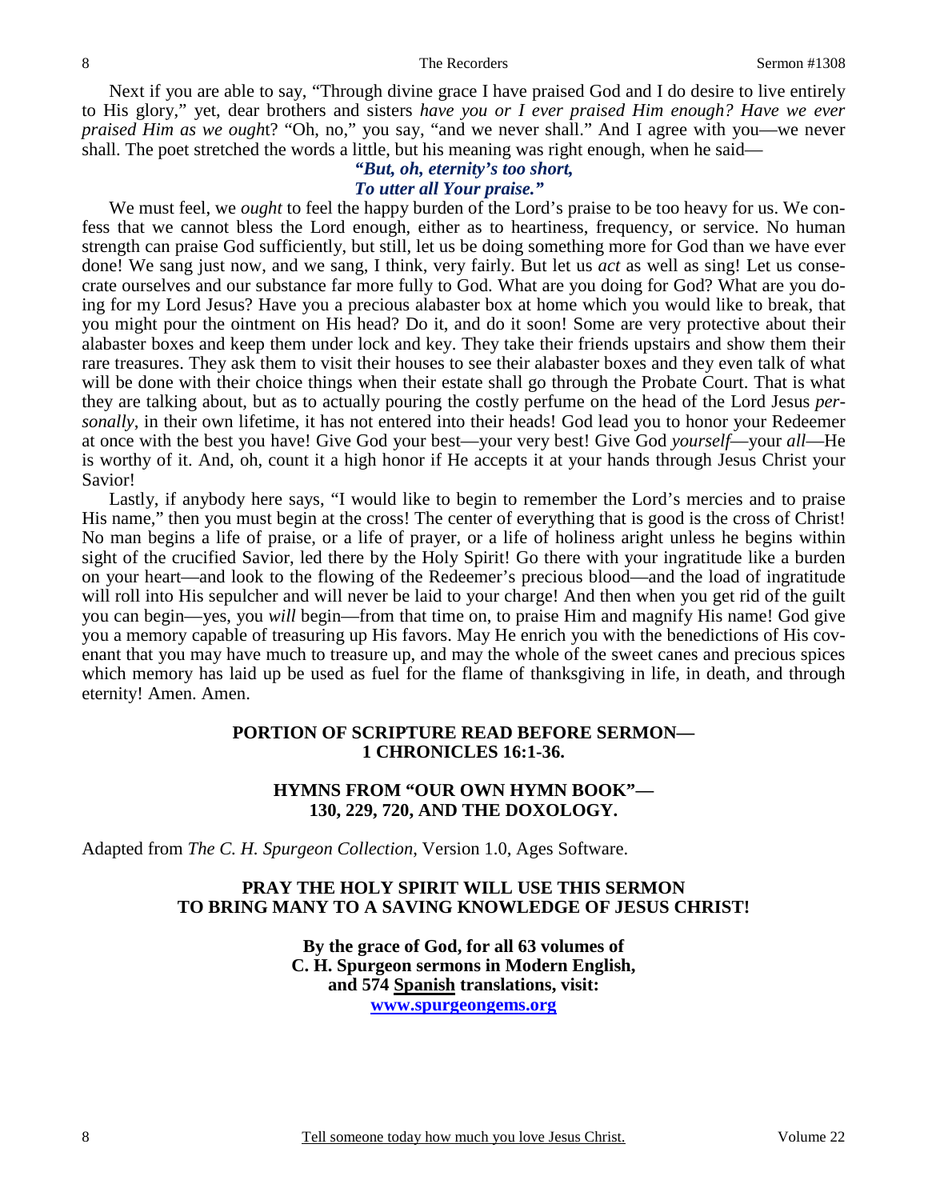Next if you are able to say, "Through divine grace I have praised God and I do desire to live entirely to His glory," yet, dear brothers and sisters *have you or I ever praised Him enough? Have we ever praised Him as we ough*t? "Oh, no," you say, "and we never shall." And I agree with you—we never shall. The poet stretched the words a little, but his meaning was right enough, when he said—

***"But, oh, eternity's too short,***
***To utter all Your praise."***

We must feel, we *ought* to feel the happy burden of the Lord's praise to be too heavy for us. We confess that we cannot bless the Lord enough, either as to heartiness, frequency, or service. No human strength can praise God sufficiently, but still, let us be doing something more for God than we have ever done! We sang just now, and we sang, I think, very fairly. But let us *act* as well as sing! Let us consecrate ourselves and our substance far more fully to God. What are you doing for God? What are you doing for my Lord Jesus? Have you a precious alabaster box at home which you would like to break, that you might pour the ointment on His head? Do it, and do it soon! Some are very protective about their alabaster boxes and keep them under lock and key. They take their friends upstairs and show them their rare treasures. They ask them to visit their houses to see their alabaster boxes and they even talk of what will be done with their choice things when their estate shall go through the Probate Court. That is what they are talking about, but as to actually pouring the costly perfume on the head of the Lord Jesus *personally*, in their own lifetime, it has not entered into their heads! God lead you to honor your Redeemer at once with the best you have! Give God your best—your very best! Give God *yourself*—your *all*—He is worthy of it. And, oh, count it a high honor if He accepts it at your hands through Jesus Christ your Savior!

Lastly, if anybody here says, "I would like to begin to remember the Lord's mercies and to praise His name," then you must begin at the cross! The center of everything that is good is the cross of Christ! No man begins a life of praise, or a life of prayer, or a life of holiness aright unless he begins within sight of the crucified Savior, led there by the Holy Spirit! Go there with your ingratitude like a burden on your heart—and look to the flowing of the Redeemer's precious blood—and the load of ingratitude will roll into His sepulcher and will never be laid to your charge! And then when you get rid of the guilt you can begin—yes, you *will* begin—from that time on, to praise Him and magnify His name! God give you a memory capable of treasuring up His favors. May He enrich you with the benedictions of His covenant that you may have much to treasure up, and may the whole of the sweet canes and precious spices which memory has laid up be used as fuel for the flame of thanksgiving in life, in death, and through eternity! Amen. Amen.

**PORTION OF SCRIPTURE READ BEFORE SERMON—**
**1 CHRONICLES 16:1-36.**

**HYMNS FROM "OUR OWN HYMN BOOK"—**
**130, 229, 720, AND THE DOXOLOGY.**

Adapted from *The C. H. Spurgeon Collection*, Version 1.0, Ages Software.

**PRAY THE HOLY SPIRIT WILL USE THIS SERMON**
**TO BRING MANY TO A SAVING KNOWLEDGE OF JESUS CHRIST!**

**By the grace of God, for all 63 volumes of**
**C. H. Spurgeon sermons in Modern English,**
**and 574 Spanish translations, visit:**
**www.spurgeongems.org**

Tell someone today how much you love Jesus Christ.